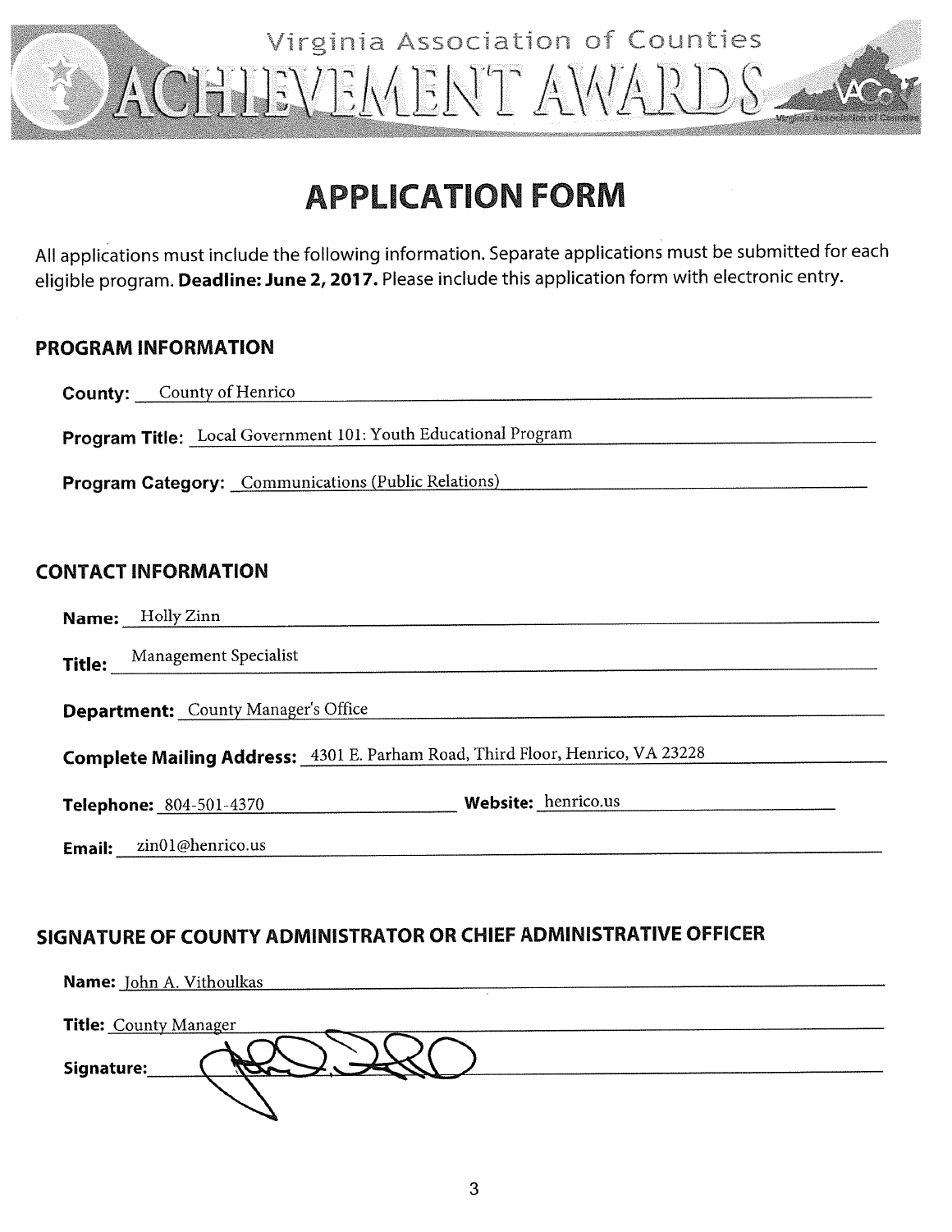Virginia Association of Counties

# ACHIEVEMENT AWARDS

## APPLICATION FORM

All applications must include the following information. Separate applications must be submitted for each eligible program. **Deadline: June 2, 2017.** Please include this application form with electronic entry.

### PROGRAM INFORMATION

**County:** County of Henrico

**Program Title:** Local Government 101: Youth Educational Program

**Program Category:** Communications (Public Relations)

### CONTACT INFORMATION

**Name:** Holly Zinn

**Title:** Management Specialist

**Department:** County Manager's Office

**Complete Mailing Address:** 4301 E. Parham Road, Third Floor, Henrico, VA 23228

**Telephone:** 804-501-4370 **Website:** henrico.us

**Email:** zin01@henrico.us

### SIGNATURE OF COUNTY ADMINISTRATOR OR CHIEF ADMINISTRATIVE OFFICER

**Name:** John A. Vithoulkas

**Title:** County Manager

**Signature:**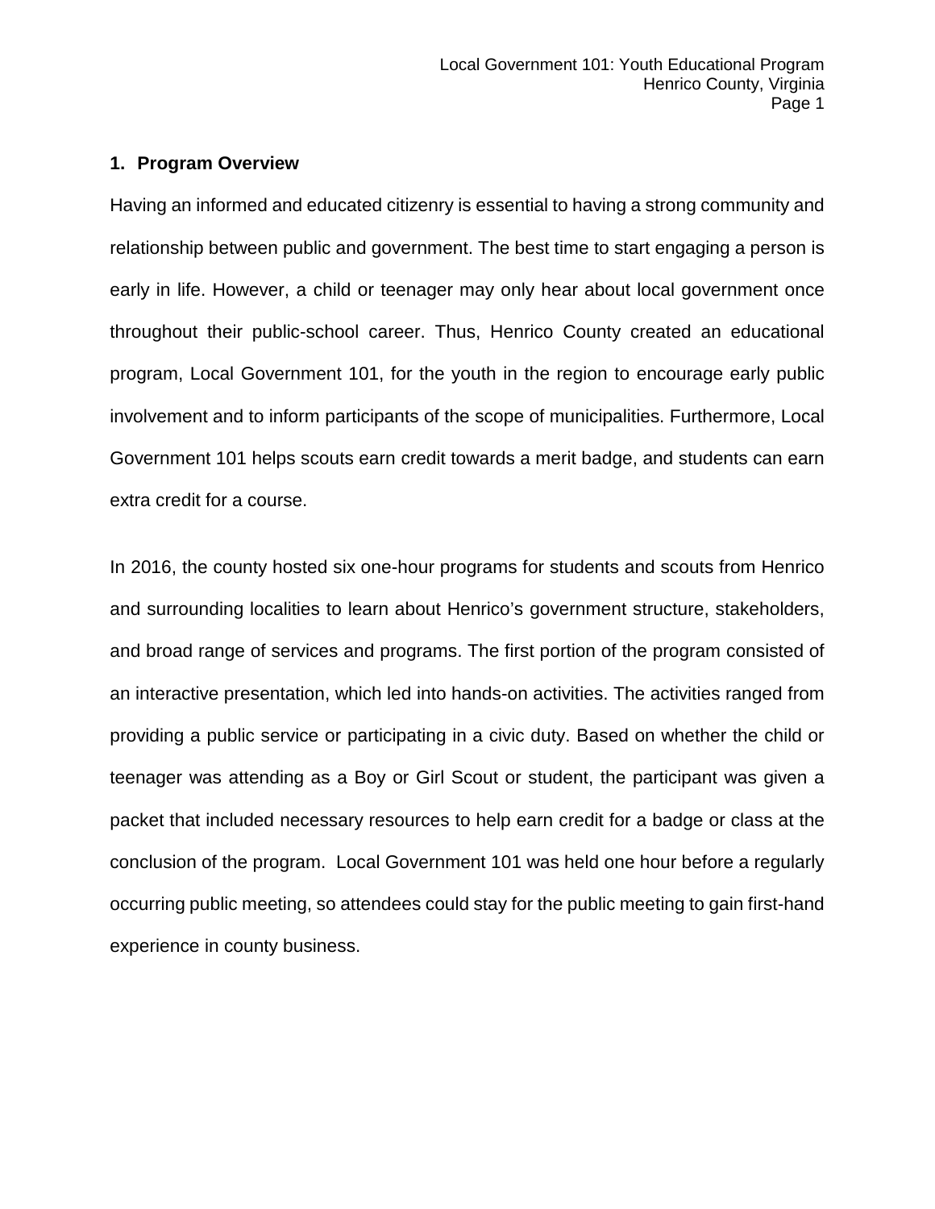## 1. Program Overview

Having an informed and educated citizenry is essential to having a strong community and relationship between public and government. The best time to start engaging a person is early in life. However, a child or teenager may only hear about local government once throughout their public-school career. Thus, Henrico County created an educational program, Local Government 101, for the youth in the region to encourage early public involvement and to inform participants of the scope of municipalities. Furthermore, Local Government 101 helps scouts earn credit towards a merit badge, and students can earn extra credit for a course.

In 2016, the county hosted six one-hour programs for students and scouts from Henrico and surrounding localities to learn about Henrico's government structure, stakeholders, and broad range of services and programs. The first portion of the program consisted of an interactive presentation, which led into hands-on activities. The activities ranged from providing a public service or participating in a civic duty. Based on whether the child or teenager was attending as a Boy or Girl Scout or student, the participant was given a packet that included necessary resources to help earn credit for a badge or class at the conclusion of the program. Local Government 101 was held one hour before a regularly occurring public meeting, so attendees could stay for the public meeting to gain first-hand experience in county business.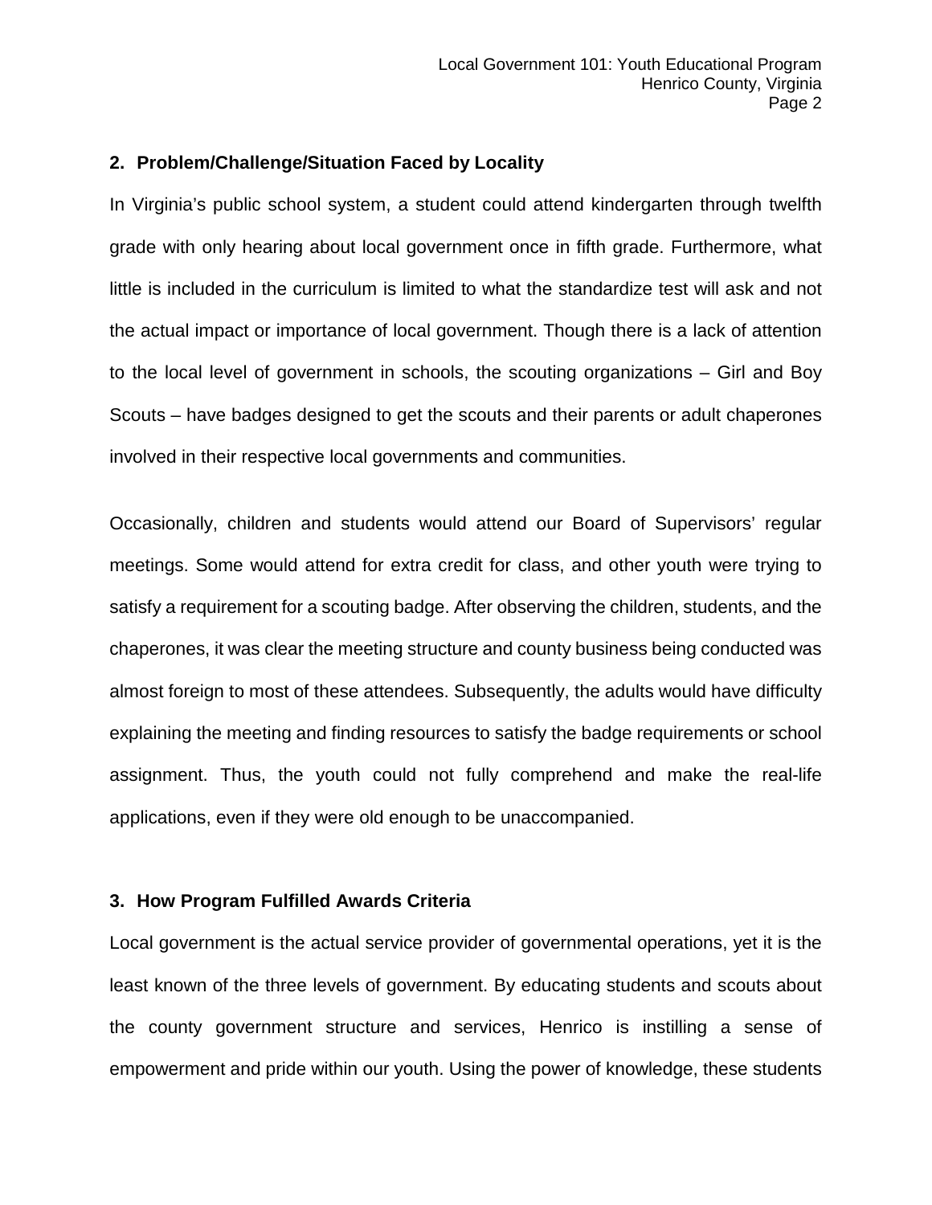## 2. Problem/Challenge/Situation Faced by Locality

In Virginia's public school system, a student could attend kindergarten through twelfth grade with only hearing about local government once in fifth grade. Furthermore, what little is included in the curriculum is limited to what the standardize test will ask and not the actual impact or importance of local government. Though there is a lack of attention to the local level of government in schools, the scouting organizations – Girl and Boy Scouts – have badges designed to get the scouts and their parents or adult chaperones involved in their respective local governments and communities.

Occasionally, children and students would attend our Board of Supervisors' regular meetings. Some would attend for extra credit for class, and other youth were trying to satisfy a requirement for a scouting badge. After observing the children, students, and the chaperones, it was clear the meeting structure and county business being conducted was almost foreign to most of these attendees. Subsequently, the adults would have difficulty explaining the meeting and finding resources to satisfy the badge requirements or school assignment. Thus, the youth could not fully comprehend and make the real-life applications, even if they were old enough to be unaccompanied.

## 3. How Program Fulfilled Awards Criteria

Local government is the actual service provider of governmental operations, yet it is the least known of the three levels of government. By educating students and scouts about the county government structure and services, Henrico is instilling a sense of empowerment and pride within our youth. Using the power of knowledge, these students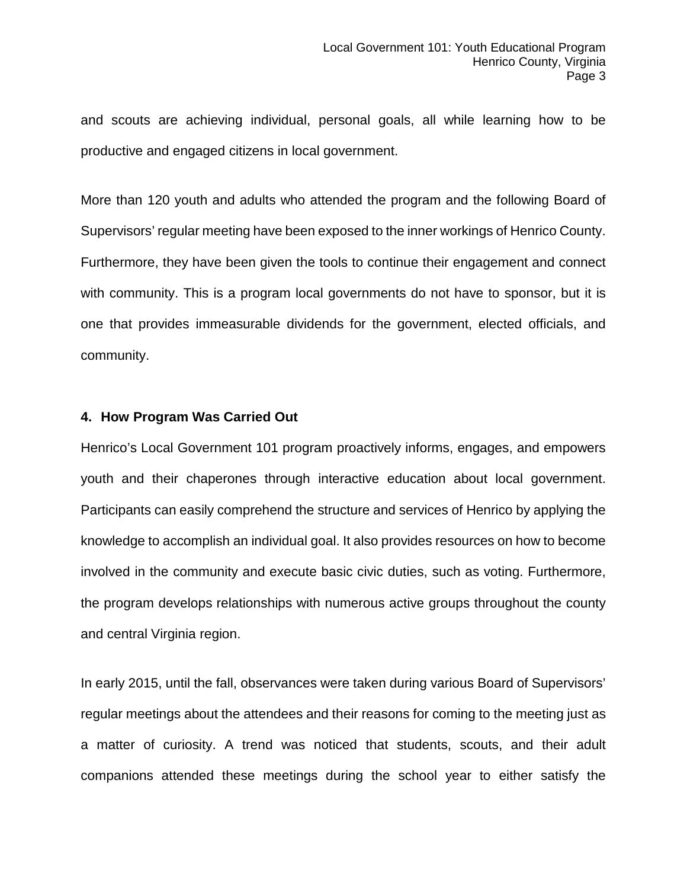and scouts are achieving individual, personal goals, all while learning how to be productive and engaged citizens in local government.

More than 120 youth and adults who attended the program and the following Board of Supervisors' regular meeting have been exposed to the inner workings of Henrico County. Furthermore, they have been given the tools to continue their engagement and connect with community. This is a program local governments do not have to sponsor, but it is one that provides immeasurable dividends for the government, elected officials, and community.

#### 4. How Program Was Carried Out

Henrico's Local Government 101 program proactively informs, engages, and empowers youth and their chaperones through interactive education about local government. Participants can easily comprehend the structure and services of Henrico by applying the knowledge to accomplish an individual goal. It also provides resources on how to become involved in the community and execute basic civic duties, such as voting. Furthermore, the program develops relationships with numerous active groups throughout the county and central Virginia region.

In early 2015, until the fall, observances were taken during various Board of Supervisors' regular meetings about the attendees and their reasons for coming to the meeting just as a matter of curiosity. A trend was noticed that students, scouts, and their adult companions attended these meetings during the school year to either satisfy the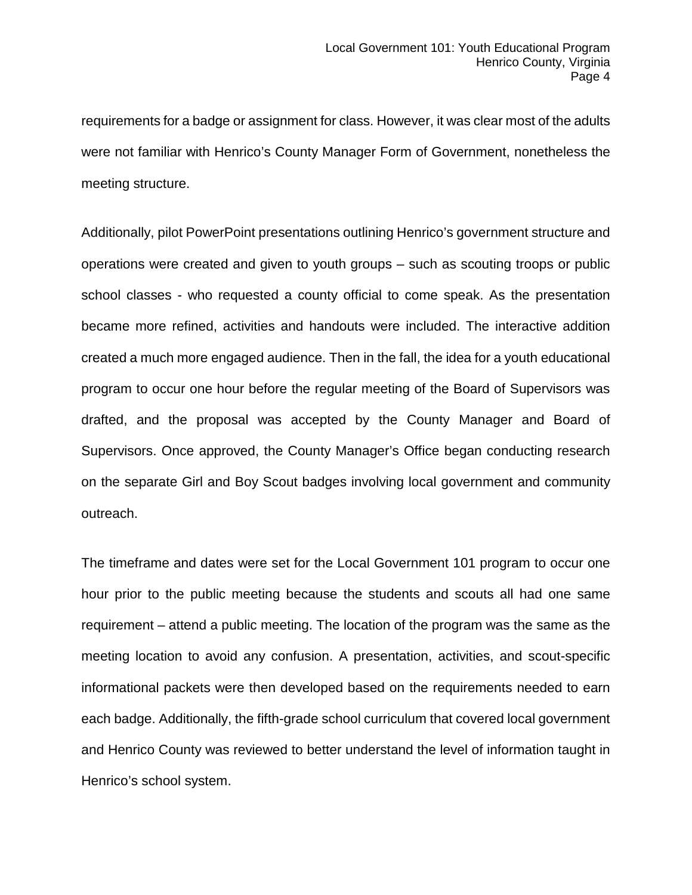requirements for a badge or assignment for class. However, it was clear most of the adults were not familiar with Henrico's County Manager Form of Government, nonetheless the meeting structure.

Additionally, pilot PowerPoint presentations outlining Henrico's government structure and operations were created and given to youth groups – such as scouting troops or public school classes - who requested a county official to come speak. As the presentation became more refined, activities and handouts were included. The interactive addition created a much more engaged audience. Then in the fall, the idea for a youth educational program to occur one hour before the regular meeting of the Board of Supervisors was drafted, and the proposal was accepted by the County Manager and Board of Supervisors. Once approved, the County Manager's Office began conducting research on the separate Girl and Boy Scout badges involving local government and community outreach.

The timeframe and dates were set for the Local Government 101 program to occur one hour prior to the public meeting because the students and scouts all had one same requirement – attend a public meeting. The location of the program was the same as the meeting location to avoid any confusion. A presentation, activities, and scout-specific informational packets were then developed based on the requirements needed to earn each badge. Additionally, the fifth-grade school curriculum that covered local government and Henrico County was reviewed to better understand the level of information taught in Henrico's school system.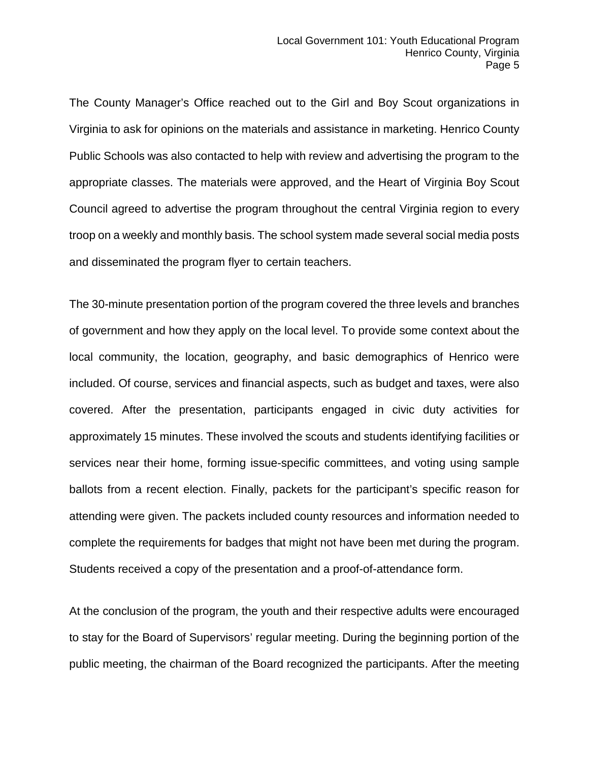The County Manager's Office reached out to the Girl and Boy Scout organizations in Virginia to ask for opinions on the materials and assistance in marketing. Henrico County Public Schools was also contacted to help with review and advertising the program to the appropriate classes. The materials were approved, and the Heart of Virginia Boy Scout Council agreed to advertise the program throughout the central Virginia region to every troop on a weekly and monthly basis. The school system made several social media posts and disseminated the program flyer to certain teachers.

The 30-minute presentation portion of the program covered the three levels and branches of government and how they apply on the local level. To provide some context about the local community, the location, geography, and basic demographics of Henrico were included. Of course, services and financial aspects, such as budget and taxes, were also covered. After the presentation, participants engaged in civic duty activities for approximately 15 minutes. These involved the scouts and students identifying facilities or services near their home, forming issue-specific committees, and voting using sample ballots from a recent election. Finally, packets for the participant's specific reason for attending were given. The packets included county resources and information needed to complete the requirements for badges that might not have been met during the program. Students received a copy of the presentation and a proof-of-attendance form.

At the conclusion of the program, the youth and their respective adults were encouraged to stay for the Board of Supervisors' regular meeting. During the beginning portion of the public meeting, the chairman of the Board recognized the participants. After the meeting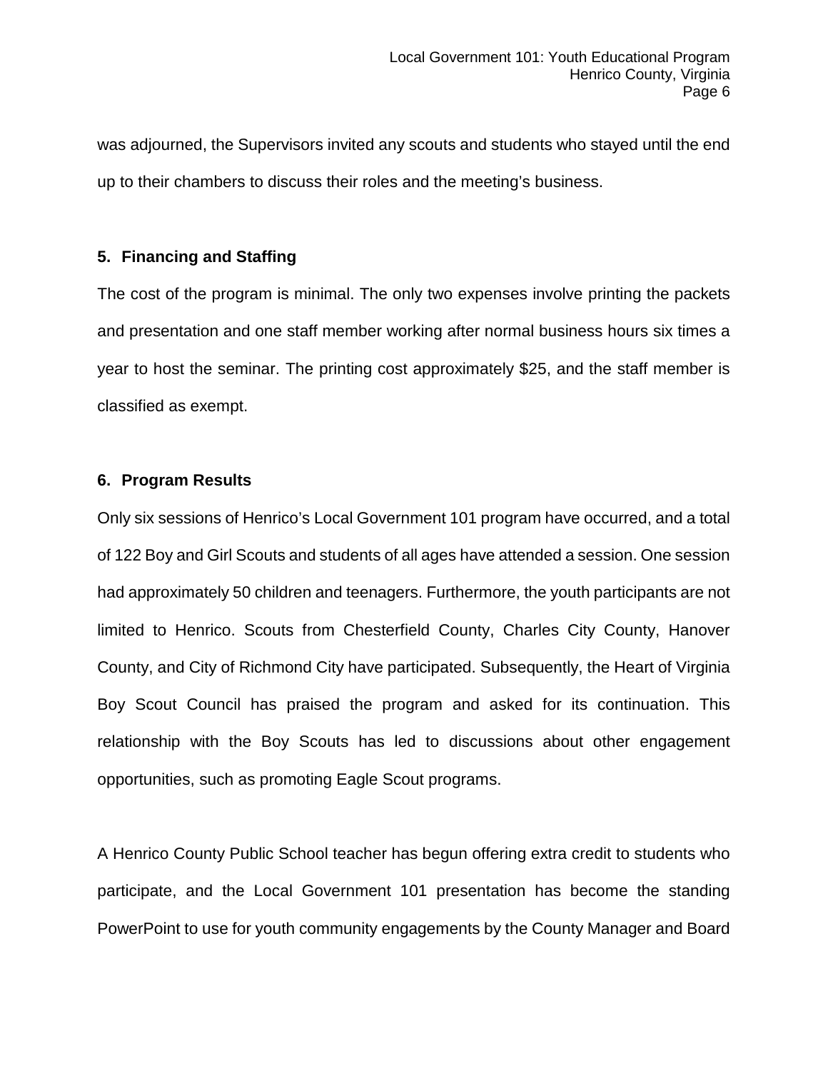was adjourned, the Supervisors invited any scouts and students who stayed until the end up to their chambers to discuss their roles and the meeting's business.

## 5. Financing and Staffing

The cost of the program is minimal. The only two expenses involve printing the packets and presentation and one staff member working after normal business hours six times a year to host the seminar. The printing cost approximately $25, and the staff member is classified as exempt.

## 6. Program Results

Only six sessions of Henrico's Local Government 101 program have occurred, and a total of 122 Boy and Girl Scouts and students of all ages have attended a session. One session had approximately 50 children and teenagers. Furthermore, the youth participants are not limited to Henrico. Scouts from Chesterfield County, Charles City County, Hanover County, and City of Richmond City have participated. Subsequently, the Heart of Virginia Boy Scout Council has praised the program and asked for its continuation. This relationship with the Boy Scouts has led to discussions about other engagement opportunities, such as promoting Eagle Scout programs.

A Henrico County Public School teacher has begun offering extra credit to students who participate, and the Local Government 101 presentation has become the standing PowerPoint to use for youth community engagements by the County Manager and Board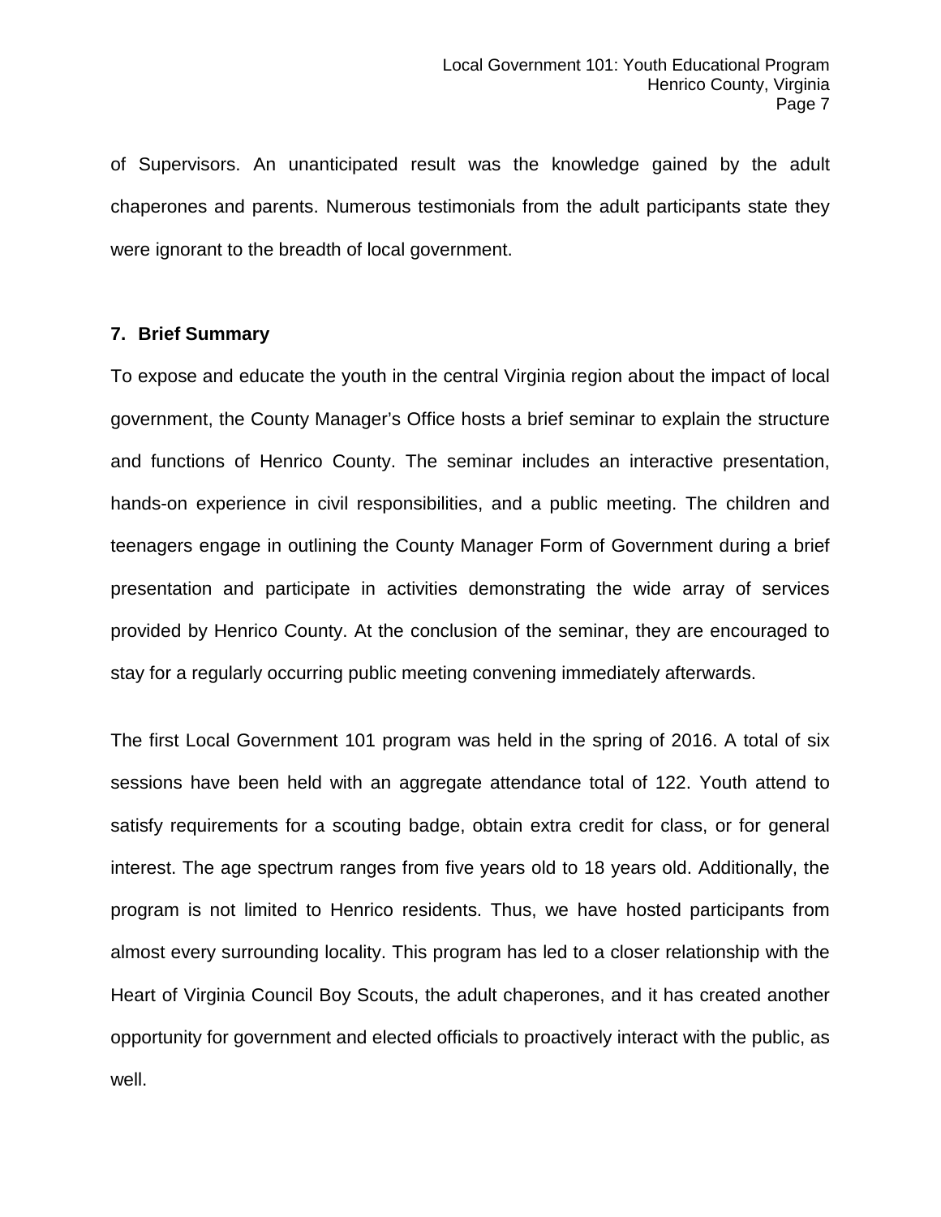of Supervisors. An unanticipated result was the knowledge gained by the adult chaperones and parents. Numerous testimonials from the adult participants state they were ignorant to the breadth of local government.

### 7. Brief Summary

To expose and educate the youth in the central Virginia region about the impact of local government, the County Manager's Office hosts a brief seminar to explain the structure and functions of Henrico County. The seminar includes an interactive presentation, hands-on experience in civil responsibilities, and a public meeting. The children and teenagers engage in outlining the County Manager Form of Government during a brief presentation and participate in activities demonstrating the wide array of services provided by Henrico County. At the conclusion of the seminar, they are encouraged to stay for a regularly occurring public meeting convening immediately afterwards.

The first Local Government 101 program was held in the spring of 2016. A total of six sessions have been held with an aggregate attendance total of 122. Youth attend to satisfy requirements for a scouting badge, obtain extra credit for class, or for general interest. The age spectrum ranges from five years old to 18 years old. Additionally, the program is not limited to Henrico residents. Thus, we have hosted participants from almost every surrounding locality. This program has led to a closer relationship with the Heart of Virginia Council Boy Scouts, the adult chaperones, and it has created another opportunity for government and elected officials to proactively interact with the public, as well.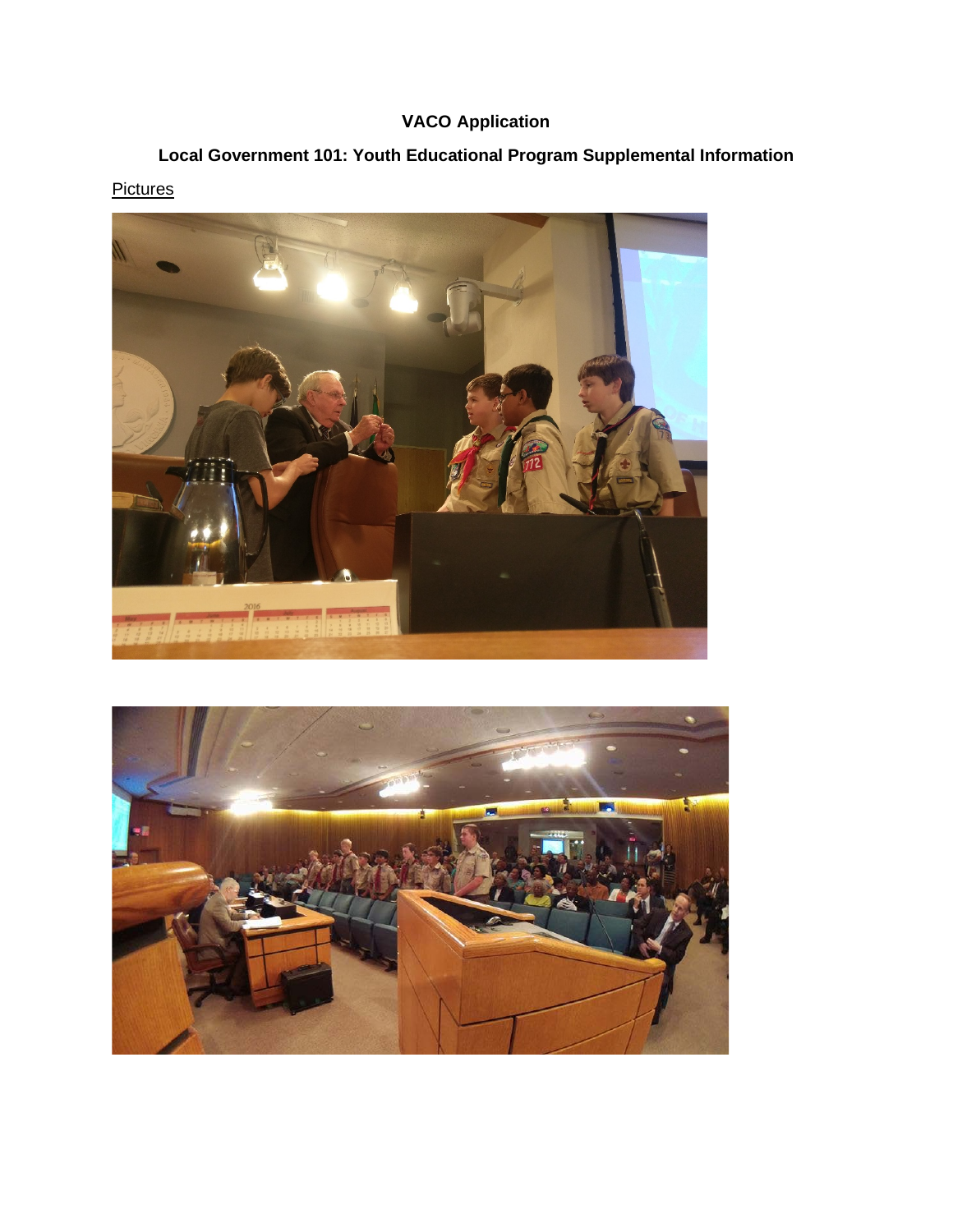**VACO Application**

**Local Government 101: Youth Educational Program Supplemental Information**

Pictures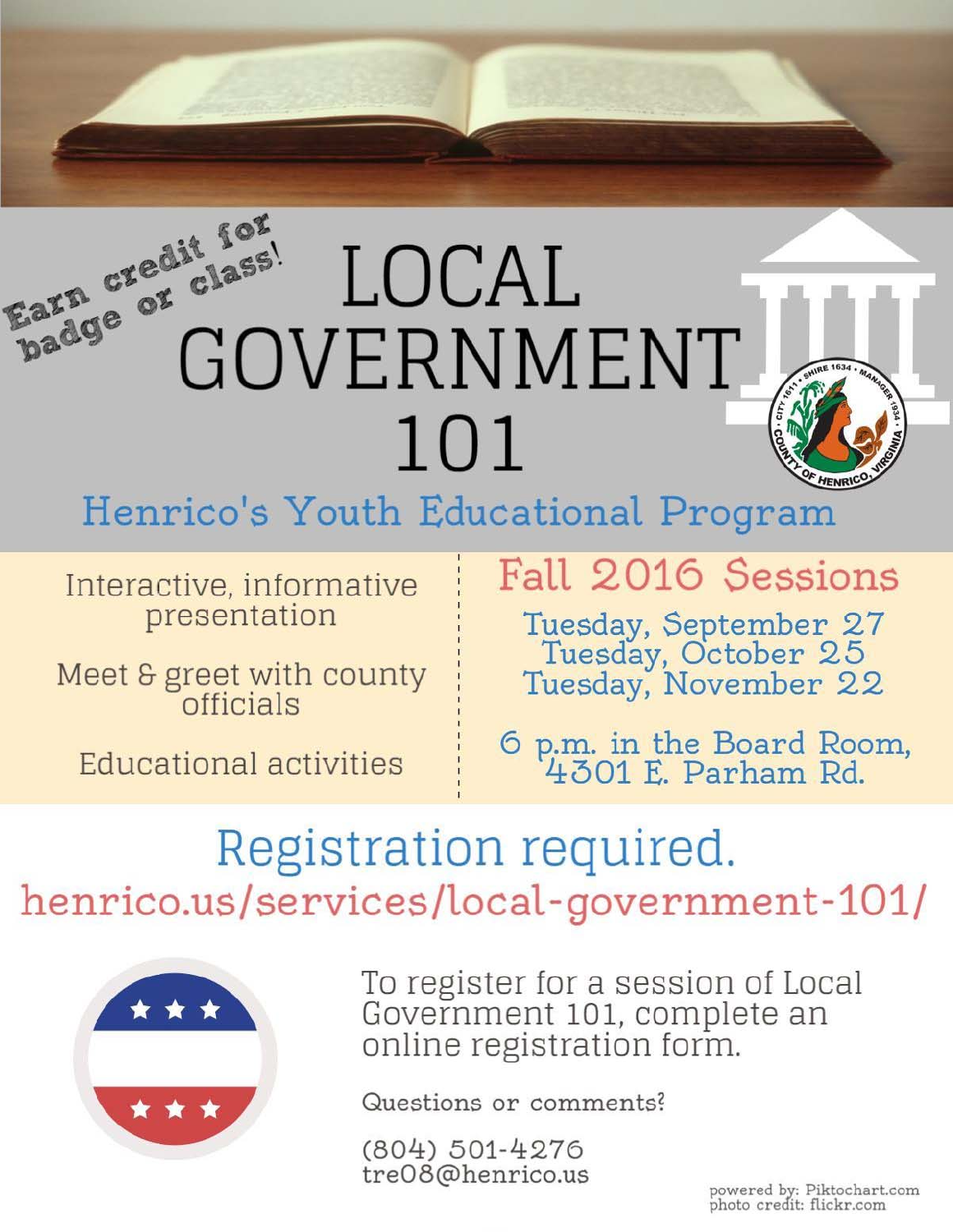Earn credit for badge or class!

# LOCAL GOVERNMENT 101

## Henrico's Youth Educational Program

Interactive, informative presentation

Meet & greet with county officials

Educational activities

## Fall 2016 Sessions

Tuesday, September 27
Tuesday, October 25
Tuesday, November 22

6 p.m. in the Board Room, 4301 E. Parham Rd.

# Registration required.

henrico.us/services/local-government-101/

To register for a session of Local Government 101, complete an online registration form.

Questions or comments?

(804) 501-4276
tre08@henrico.us

powered by: Piktochart.com
photo credit: flickr.com